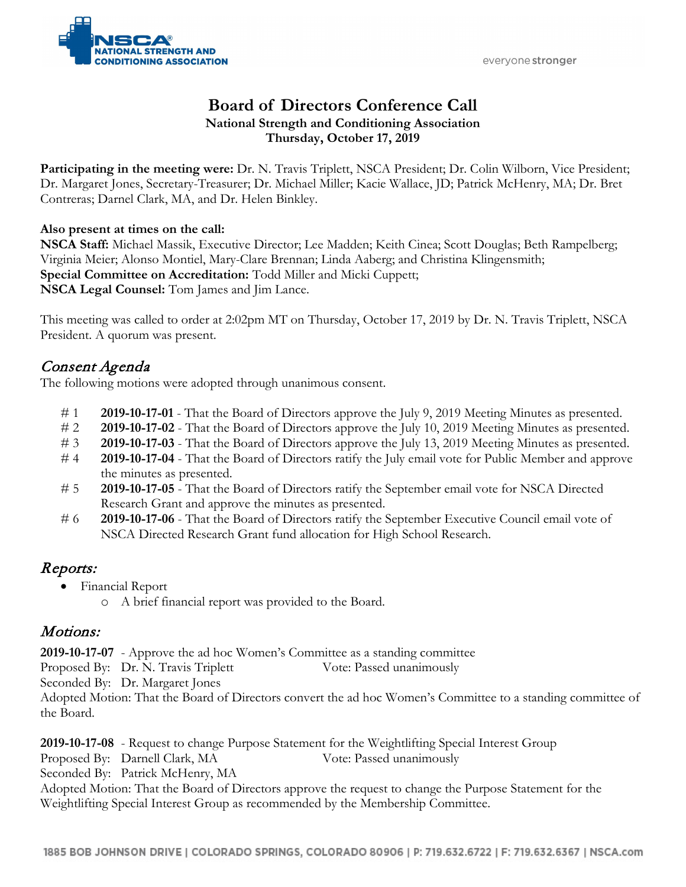# Board of Directors Conference Call

**National Strength and Conditioning Association**
**Thursday, October 17, 2019**

**Participating in the meeting were:** Dr. N. Travis Triplett, NSCA President; Dr. Colin Wilborn, Vice President; Dr. Margaret Jones, Secretary-Treasurer; Dr. Michael Miller; Kacie Wallace, JD; Patrick McHenry, MA; Dr. Bret Contreras; Darnel Clark, MA, and Dr. Helen Binkley.

**Also present at times on the call:**
**NSCA Staff:** Michael Massik, Executive Director; Lee Madden; Keith Cinea; Scott Douglas; Beth Rampelberg; Virginia Meier; Alonso Montiel, Mary-Clare Brennan; Linda Aaberg; and Christina Klingensmith;
**Special Committee on Accreditation:** Todd Miller and Micki Cuppett;
**NSCA Legal Counsel:** Tom James and Jim Lance.

This meeting was called to order at 2:02pm MT on Thursday, October 17, 2019 by Dr. N. Travis Triplett, NSCA President. A quorum was present.

## *Consent Agenda*

The following motions were adopted through unanimous consent.

- # 1 **2019-10-17-01** - That the Board of Directors approve the July 9, 2019 Meeting Minutes as presented.
- # 2 **2019-10-17-02** - That the Board of Directors approve the July 10, 2019 Meeting Minutes as presented.
- # 3 **2019-10-17-03** - That the Board of Directors approve the July 13, 2019 Meeting Minutes as presented.
- # 4 **2019-10-17-04** - That the Board of Directors ratify the July email vote for Public Member and approve the minutes as presented.
- # 5 **2019-10-17-05** - That the Board of Directors ratify the September email vote for NSCA Directed Research Grant and approve the minutes as presented.
- # 6 **2019-10-17-06** - That the Board of Directors ratify the September Executive Council email vote of NSCA Directed Research Grant fund allocation for High School Research.

## *Reports:*

- Financial Report
  - A brief financial report was provided to the Board.

## *Motions:*

**2019-10-17-07** - Approve the ad hoc Women's Committee as a standing committee
Proposed By: Dr. N. Travis Triplett Vote: Passed unanimously
Seconded By: Dr. Margaret Jones
Adopted Motion: That the Board of Directors convert the ad hoc Women's Committee to a standing committee of the Board.

**2019-10-17-08** - Request to change Purpose Statement for the Weightlifting Special Interest Group
Proposed By: Darnell Clark, MA Vote: Passed unanimously
Seconded By: Patrick McHenry, MA
Adopted Motion: That the Board of Directors approve the request to change the Purpose Statement for the Weightlifting Special Interest Group as recommended by the Membership Committee.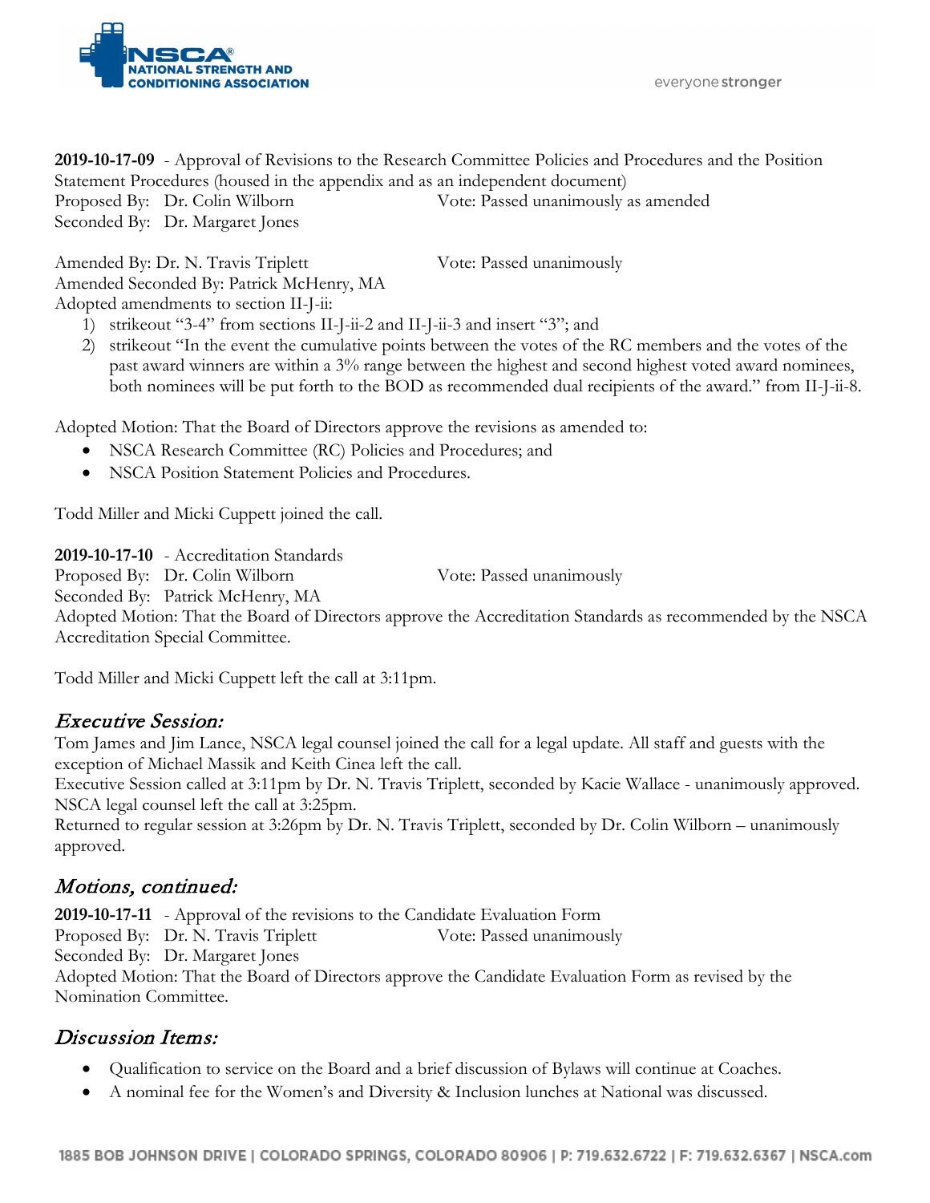**2019-10-17-09** - Approval of Revisions to the Research Committee Policies and Procedures and the Position Statement Procedures (housed in the appendix and as an independent document)
Proposed By: Dr. Colin Wilborn Vote: Passed unanimously as amended
Seconded By: Dr. Margaret Jones

Amended By: Dr. N. Travis Triplett Vote: Passed unanimously
Amended Seconded By: Patrick McHenry, MA
Adopted amendments to section II-J-ii:

1) strikeout "3-4" from sections II-J-ii-2 and II-J-ii-3 and insert "3"; and
2) strikeout "In the event the cumulative points between the votes of the RC members and the votes of the past award winners are within a 3% range between the highest and second highest voted award nominees, both nominees will be put forth to the BOD as recommended dual recipients of the award." from II-J-ii-8.

Adopted Motion: That the Board of Directors approve the revisions as amended to:

- NSCA Research Committee (RC) Policies and Procedures; and
- NSCA Position Statement Policies and Procedures.

Todd Miller and Micki Cuppett joined the call.

**2019-10-17-10** - Accreditation Standards
Proposed By: Dr. Colin Wilborn Vote: Passed unanimously
Seconded By: Patrick McHenry, MA
Adopted Motion: That the Board of Directors approve the Accreditation Standards as recommended by the NSCA Accreditation Special Committee.

Todd Miller and Micki Cuppett left the call at 3:11pm.

## *Executive Session:*

Tom James and Jim Lance, NSCA legal counsel joined the call for a legal update. All staff and guests with the exception of Michael Massik and Keith Cinea left the call.
Executive Session called at 3:11pm by Dr. N. Travis Triplett, seconded by Kacie Wallace - unanimously approved.
NSCA legal counsel left the call at 3:25pm.
Returned to regular session at 3:26pm by Dr. N. Travis Triplett, seconded by Dr. Colin Wilborn – unanimously approved.

## *Motions, continued:*

**2019-10-17-11** - Approval of the revisions to the Candidate Evaluation Form
Proposed By: Dr. N. Travis Triplett Vote: Passed unanimously
Seconded By: Dr. Margaret Jones
Adopted Motion: That the Board of Directors approve the Candidate Evaluation Form as revised by the Nomination Committee.

## *Discussion Items:*

- Qualification to service on the Board and a brief discussion of Bylaws will continue at Coaches.
- A nominal fee for the Women's and Diversity & Inclusion lunches at National was discussed.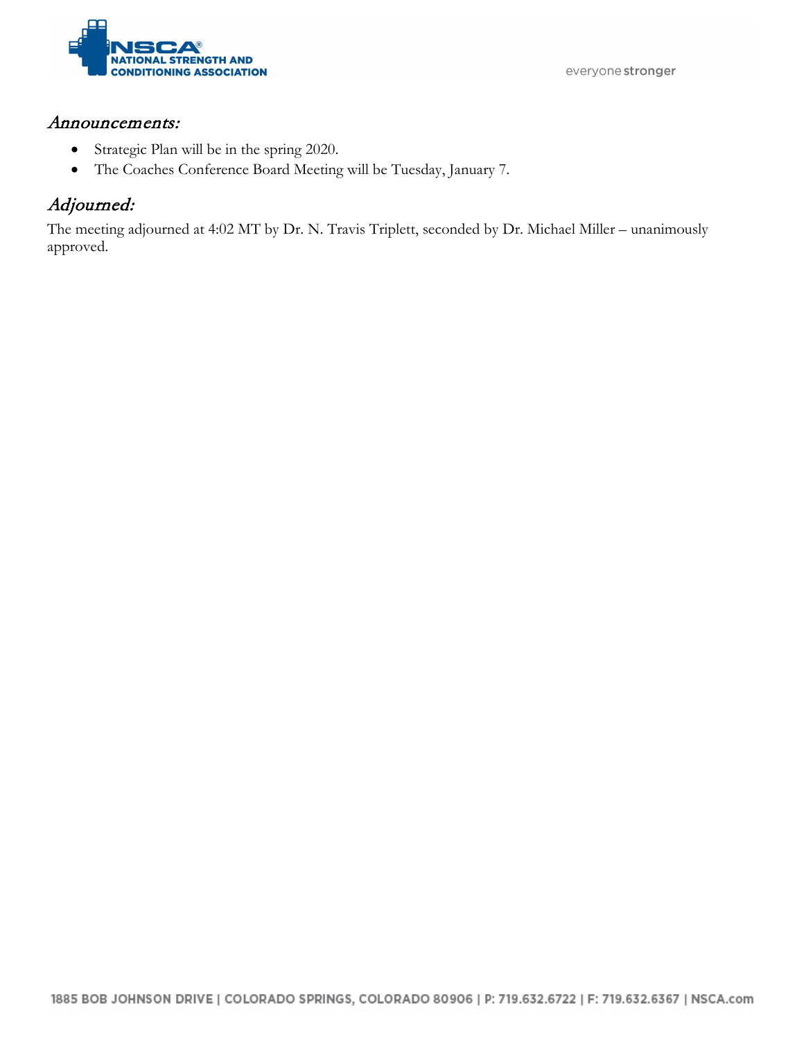## *Announcements:*

- Strategic Plan will be in the spring 2020.
- The Coaches Conference Board Meeting will be Tuesday, January 7.

## *Adjourned:*

The meeting adjourned at 4:02 MT by Dr. N. Travis Triplett, seconded by Dr. Michael Miller – unanimously approved.